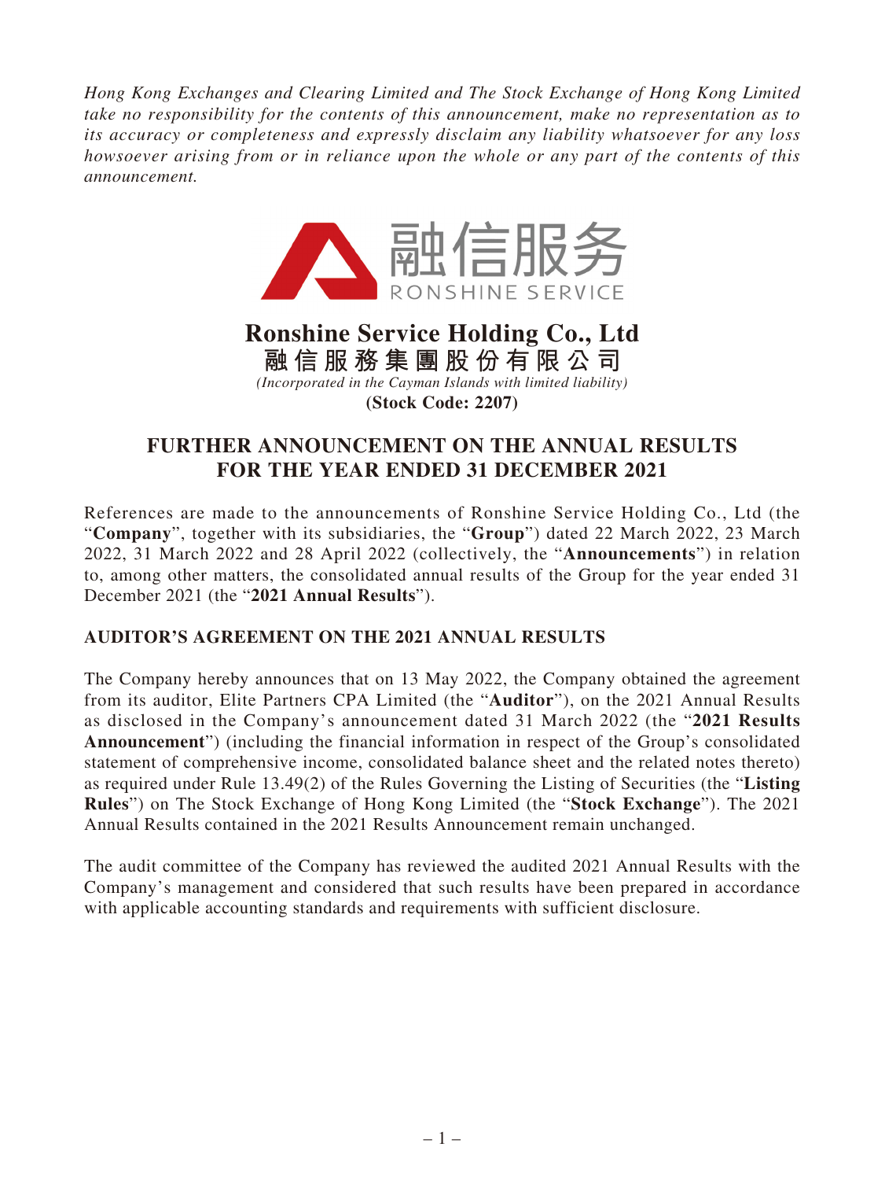*Hong Kong Exchanges and Clearing Limited and The Stock Exchange of Hong Kong Limited take no responsibility for the contents of this announcement, make no representation as to its accuracy or completeness and expressly disclaim any liability whatsoever for any loss howsoever arising from or in reliance upon the whole or any part of the contents of this announcement.*

融信服务
RONSHINE SERVICE

# Ronshine Service Holding Co., Ltd
# 融信服務集團股份有限公司

*(Incorporated in the Cayman Islands with limited liability)*

**(Stock Code: 2207)**

## FURTHER ANNOUNCEMENT ON THE ANNUAL RESULTS FOR THE YEAR ENDED 31 DECEMBER 2021

References are made to the announcements of Ronshine Service Holding Co., Ltd (the "**Company**", together with its subsidiaries, the "**Group**") dated 22 March 2022, 23 March 2022, 31 March 2022 and 28 April 2022 (collectively, the "**Announcements**") in relation to, among other matters, the consolidated annual results of the Group for the year ended 31 December 2021 (the "**2021 Annual Results**").

### AUDITOR'S AGREEMENT ON THE 2021 ANNUAL RESULTS

The Company hereby announces that on 13 May 2022, the Company obtained the agreement from its auditor, Elite Partners CPA Limited (the "**Auditor**"), on the 2021 Annual Results as disclosed in the Company's announcement dated 31 March 2022 (the "**2021 Results Announcement**") (including the financial information in respect of the Group's consolidated statement of comprehensive income, consolidated balance sheet and the related notes thereto) as required under Rule 13.49(2) of the Rules Governing the Listing of Securities (the "**Listing Rules**") on The Stock Exchange of Hong Kong Limited (the "**Stock Exchange**"). The 2021 Annual Results contained in the 2021 Results Announcement remain unchanged.

The audit committee of the Company has reviewed the audited 2021 Annual Results with the Company's management and considered that such results have been prepared in accordance with applicable accounting standards and requirements with sufficient disclosure.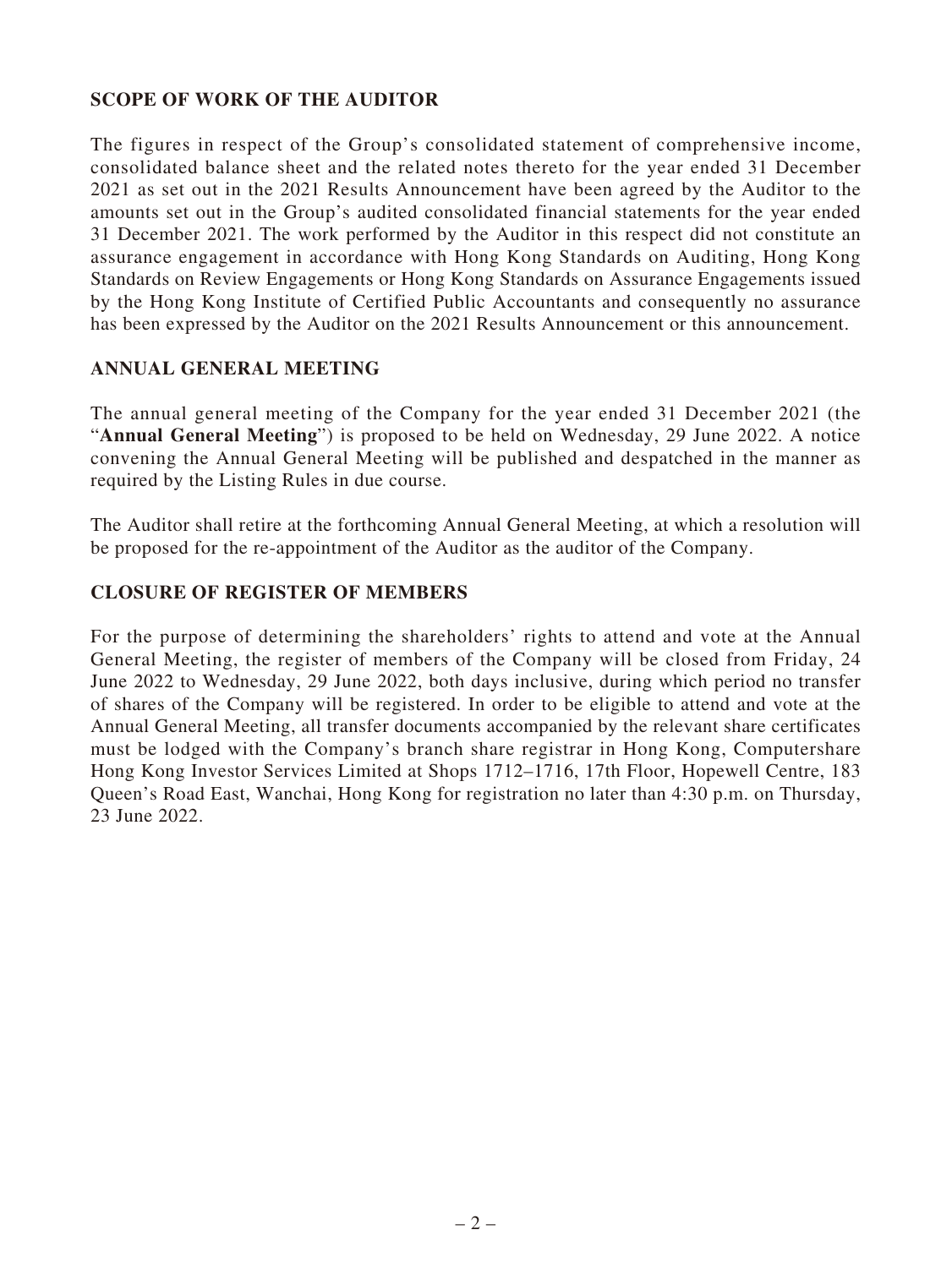## SCOPE OF WORK OF THE AUDITOR

The figures in respect of the Group's consolidated statement of comprehensive income, consolidated balance sheet and the related notes thereto for the year ended 31 December 2021 as set out in the 2021 Results Announcement have been agreed by the Auditor to the amounts set out in the Group's audited consolidated financial statements for the year ended 31 December 2021. The work performed by the Auditor in this respect did not constitute an assurance engagement in accordance with Hong Kong Standards on Auditing, Hong Kong Standards on Review Engagements or Hong Kong Standards on Assurance Engagements issued by the Hong Kong Institute of Certified Public Accountants and consequently no assurance has been expressed by the Auditor on the 2021 Results Announcement or this announcement.

## ANNUAL GENERAL MEETING

The annual general meeting of the Company for the year ended 31 December 2021 (the "**Annual General Meeting**") is proposed to be held on Wednesday, 29 June 2022. A notice convening the Annual General Meeting will be published and despatched in the manner as required by the Listing Rules in due course.

The Auditor shall retire at the forthcoming Annual General Meeting, at which a resolution will be proposed for the re-appointment of the Auditor as the auditor of the Company.

## CLOSURE OF REGISTER OF MEMBERS

For the purpose of determining the shareholders' rights to attend and vote at the Annual General Meeting, the register of members of the Company will be closed from Friday, 24 June 2022 to Wednesday, 29 June 2022, both days inclusive, during which period no transfer of shares of the Company will be registered. In order to be eligible to attend and vote at the Annual General Meeting, all transfer documents accompanied by the relevant share certificates must be lodged with the Company's branch share registrar in Hong Kong, Computershare Hong Kong Investor Services Limited at Shops 1712–1716, 17th Floor, Hopewell Centre, 183 Queen's Road East, Wanchai, Hong Kong for registration no later than 4:30 p.m. on Thursday, 23 June 2022.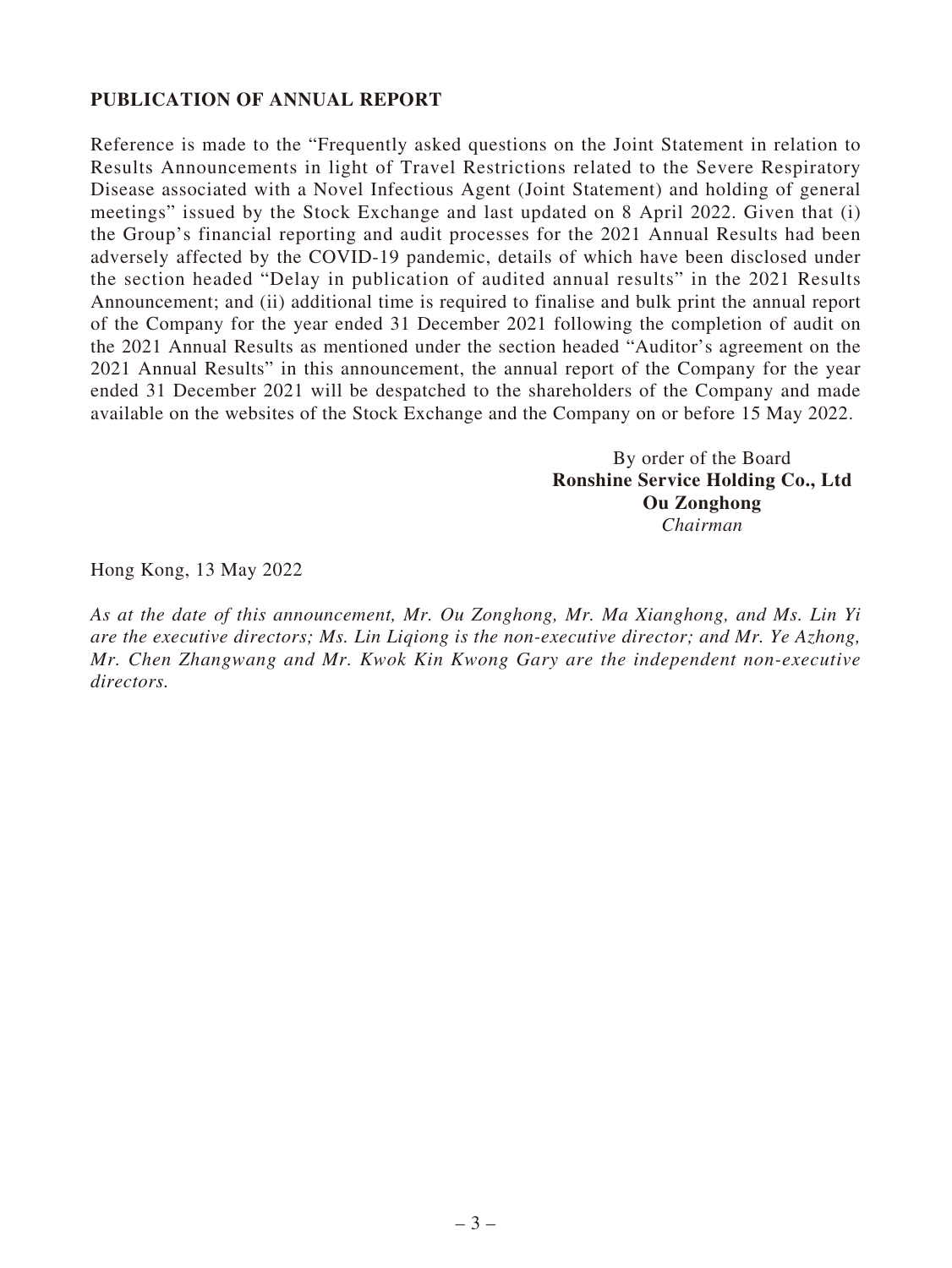## PUBLICATION OF ANNUAL REPORT

Reference is made to the "Frequently asked questions on the Joint Statement in relation to Results Announcements in light of Travel Restrictions related to the Severe Respiratory Disease associated with a Novel Infectious Agent (Joint Statement) and holding of general meetings" issued by the Stock Exchange and last updated on 8 April 2022. Given that (i) the Group's financial reporting and audit processes for the 2021 Annual Results had been adversely affected by the COVID-19 pandemic, details of which have been disclosed under the section headed "Delay in publication of audited annual results" in the 2021 Results Announcement; and (ii) additional time is required to finalise and bulk print the annual report of the Company for the year ended 31 December 2021 following the completion of audit on the 2021 Annual Results as mentioned under the section headed "Auditor's agreement on the 2021 Annual Results" in this announcement, the annual report of the Company for the year ended 31 December 2021 will be despatched to the shareholders of the Company and made available on the websites of the Stock Exchange and the Company on or before 15 May 2022.

By order of the Board
**Ronshine Service Holding Co., Ltd**
**Ou Zonghong**
*Chairman*

Hong Kong, 13 May 2022

*As at the date of this announcement, Mr. Ou Zonghong, Mr. Ma Xianghong, and Ms. Lin Yi are the executive directors; Ms. Lin Liqiong is the non-executive director; and Mr. Ye Azhong, Mr. Chen Zhangwang and Mr. Kwok Kin Kwong Gary are the independent non-executive directors.*